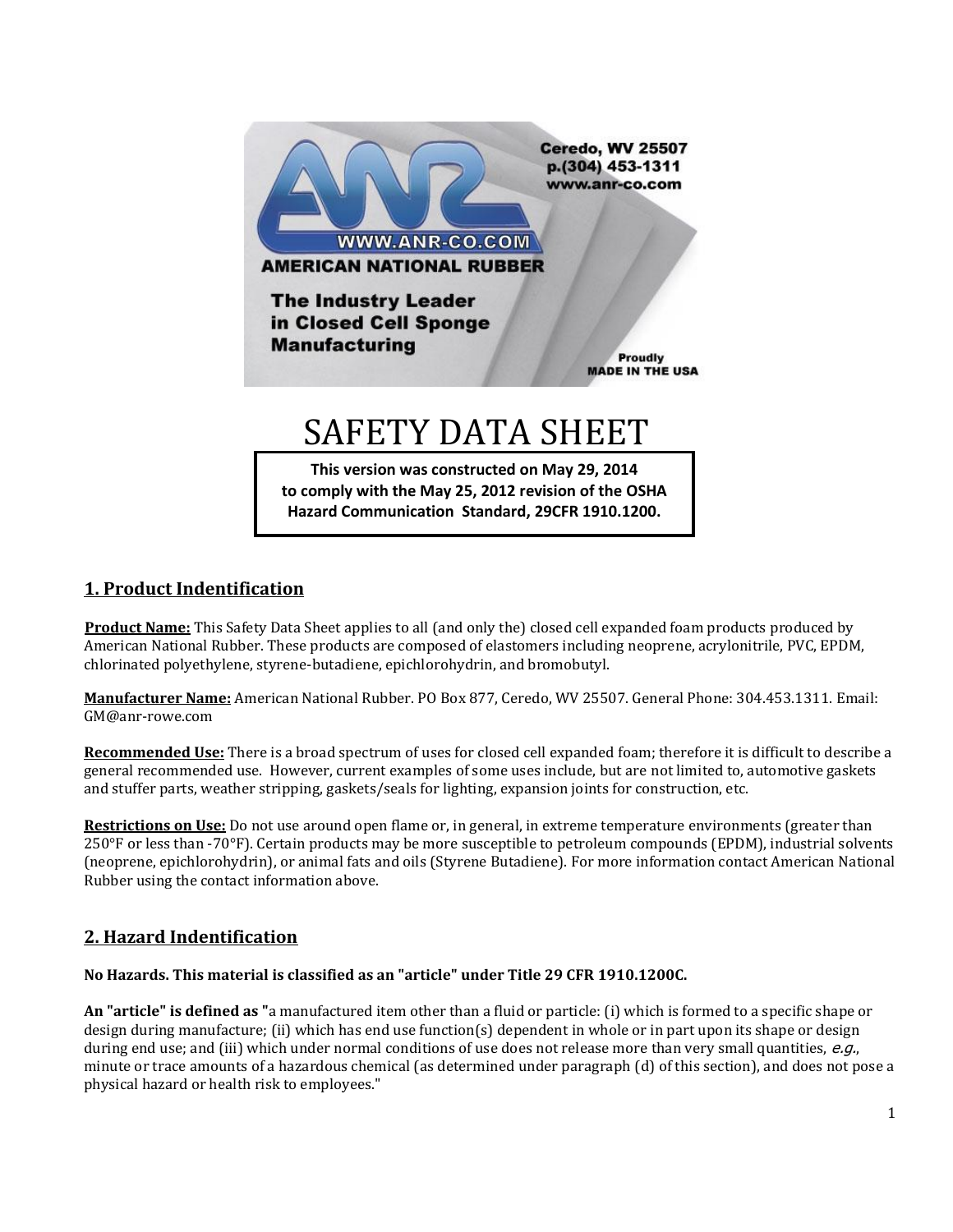Ceredo, WV 25507
p.(304) 453-1311
www.anr-co.com

WWW.ANR-CO.COM

AMERICAN NATIONAL RUBBER

The Industry Leader in Closed Cell Sponge Manufacturing

Proudly MADE IN THE USA

# SAFETY DATA SHEET

**This version was constructed on May 29, 2014 to comply with the May 25, 2012 revision of the OSHA Hazard Communication Standard, 29CFR 1910.1200.**

## 1. Product Indentification

**Product Name:** This Safety Data Sheet applies to all (and only the) closed cell expanded foam products produced by American National Rubber. These products are composed of elastomers including neoprene, acrylonitrile, PVC, EPDM, chlorinated polyethylene, styrene-butadiene, epichlorohydrin, and bromobutyl.

**Manufacturer Name:** American National Rubber. PO Box 877, Ceredo, WV 25507. General Phone: 304.453.1311. Email: GM@anr-rowe.com

**Recommended Use:** There is a broad spectrum of uses for closed cell expanded foam; therefore it is difficult to describe a general recommended use. However, current examples of some uses include, but are not limited to, automotive gaskets and stuffer parts, weather stripping, gaskets/seals for lighting, expansion joints for construction, etc.

**Restrictions on Use:** Do not use around open flame or, in general, in extreme temperature environments (greater than 250°F or less than -70°F). Certain products may be more susceptible to petroleum compounds (EPDM), industrial solvents (neoprene, epichlorohydrin), or animal fats and oils (Styrene Butadiene). For more information contact American National Rubber using the contact information above.

## 2. Hazard Indentification

**No Hazards. This material is classified as an "article" under Title 29 CFR 1910.1200C.**

**An "article" is defined as "**a manufactured item other than a fluid or particle: (i) which is formed to a specific shape or design during manufacture; (ii) which has end use function(s) dependent in whole or in part upon its shape or design during end use; and (iii) which under normal conditions of use does not release more than very small quantities, *e.g.*, minute or trace amounts of a hazardous chemical (as determined under paragraph (d) of this section), and does not pose a physical hazard or health risk to employees."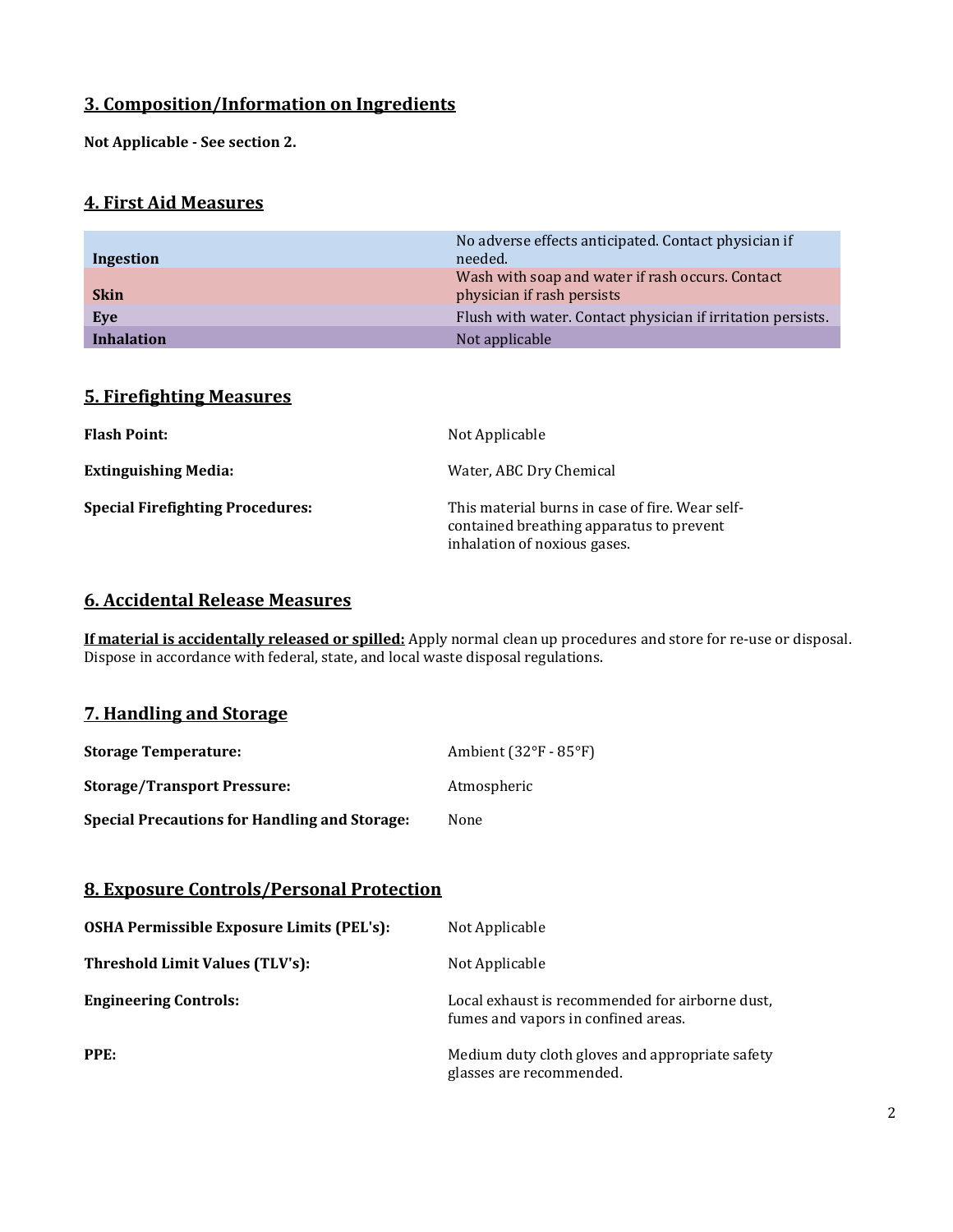## 3. Composition/Information on Ingredients

**Not Applicable - See section 2.**

## 4. First Aid Measures

| | |
|---|---|
| **Ingestion** | No adverse effects anticipated. Contact physician if needed. |
| **Skin** | Wash with soap and water if rash occurs. Contact physician if rash persists |
| **Eye** | Flush with water. Contact physician if irritation persists. |
| **Inhalation** | Not applicable |

## 5. Firefighting Measures

| | |
|---|---|
| **Flash Point:** | Not Applicable |
| **Extinguishing Media:** | Water, ABC Dry Chemical |
| **Special Firefighting Procedures:** | This material burns in case of fire. Wear self-contained breathing apparatus to prevent inhalation of noxious gases. |

## 6. Accidental Release Measures

**If material is accidentally released or spilled:** Apply normal clean up procedures and store for re-use or disposal. Dispose in accordance with federal, state, and local waste disposal regulations.

## 7. Handling and Storage

| | |
|---|---|
| **Storage Temperature:** | Ambient (32°F - 85°F) |
| **Storage/Transport Pressure:** | Atmospheric |
| **Special Precautions for Handling and Storage:** | None |

## 8. Exposure Controls/Personal Protection

| | |
|---|---|
| **OSHA Permissible Exposure Limits (PEL's):** | Not Applicable |
| **Threshold Limit Values (TLV's):** | Not Applicable |
| **Engineering Controls:** | Local exhaust is recommended for airborne dust, fumes and vapors in confined areas. |
| **PPE:** | Medium duty cloth gloves and appropriate safety glasses are recommended. |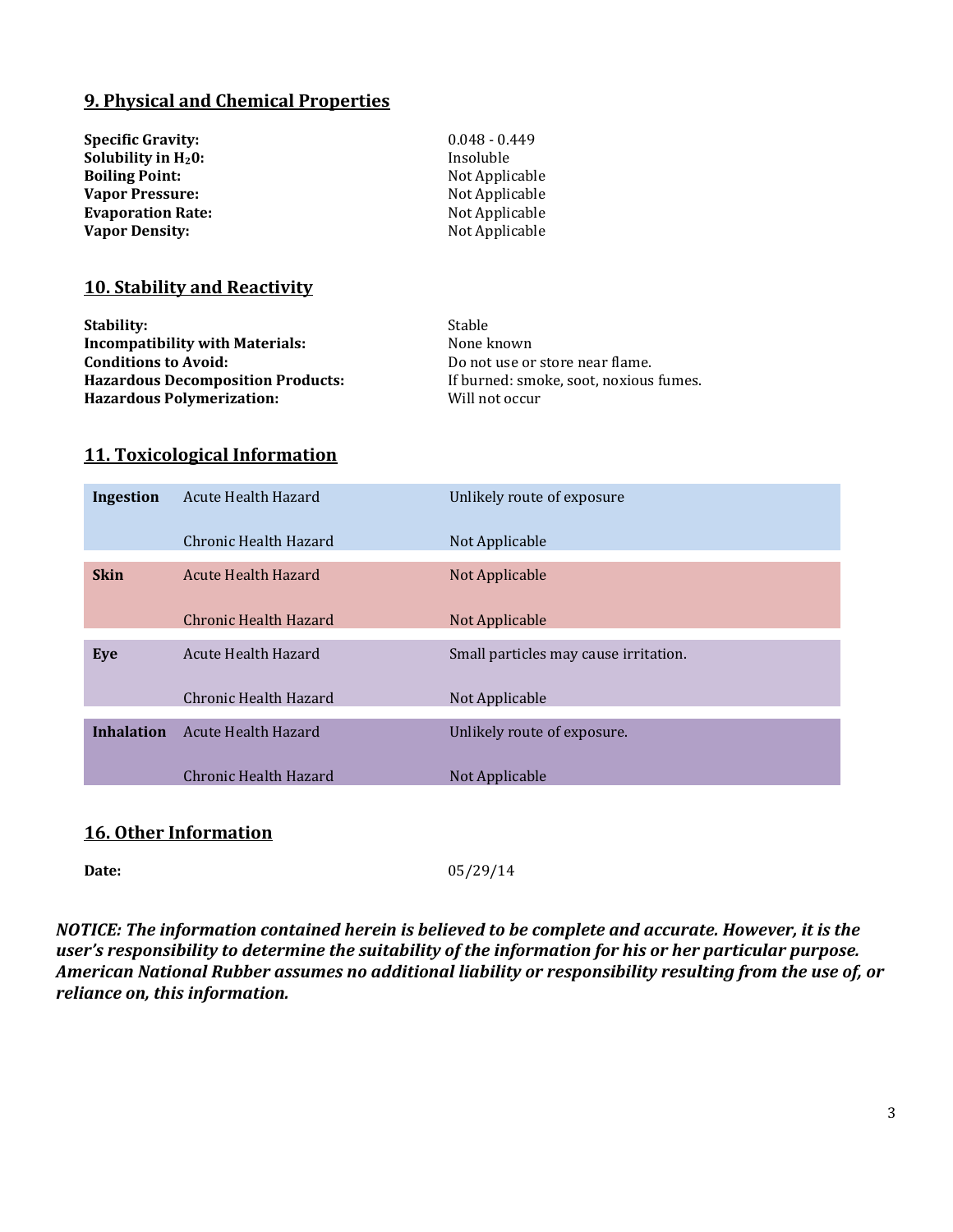## 9. Physical and Chemical Properties

| | |
|---|---|
| **Specific Gravity:** | 0.048 - 0.449 |
| **Solubility in $H_20$:** | Insoluble |
| **Boiling Point:** | Not Applicable |
| **Vapor Pressure:** | Not Applicable |
| **Evaporation Rate:** | Not Applicable |
| **Vapor Density:** | Not Applicable |

## 10. Stability and Reactivity

| | |
|---|---|
| **Stability:** | Stable |
| **Incompatibility with Materials:** | None known |
| **Conditions to Avoid:** | Do not use or store near flame. |
| **Hazardous Decomposition Products:** | If burned: smoke, soot, noxious fumes. |
| **Hazardous Polymerization:** | Will not occur |

## 11. Toxicological Information

| | | |
|---|---|---|
| **Ingestion** | Acute Health Hazard | Unlikely route of exposure |
| | Chronic Health Hazard | Not Applicable |
| **Skin** | Acute Health Hazard | Not Applicable |
| | Chronic Health Hazard | Not Applicable |
| **Eye** | Acute Health Hazard | Small particles may cause irritation. |
| | Chronic Health Hazard | Not Applicable |
| **Inhalation** | Acute Health Hazard | Unlikely route of exposure. |
| | Chronic Health Hazard | Not Applicable |

## 16. Other Information

**Date:** 05/29/14

***NOTICE: The information contained herein is believed to be complete and accurate. However, it is the user's responsibility to determine the suitability of the information for his or her particular purpose. American National Rubber assumes no additional liability or responsibility resulting from the use of, or reliance on, this information.***